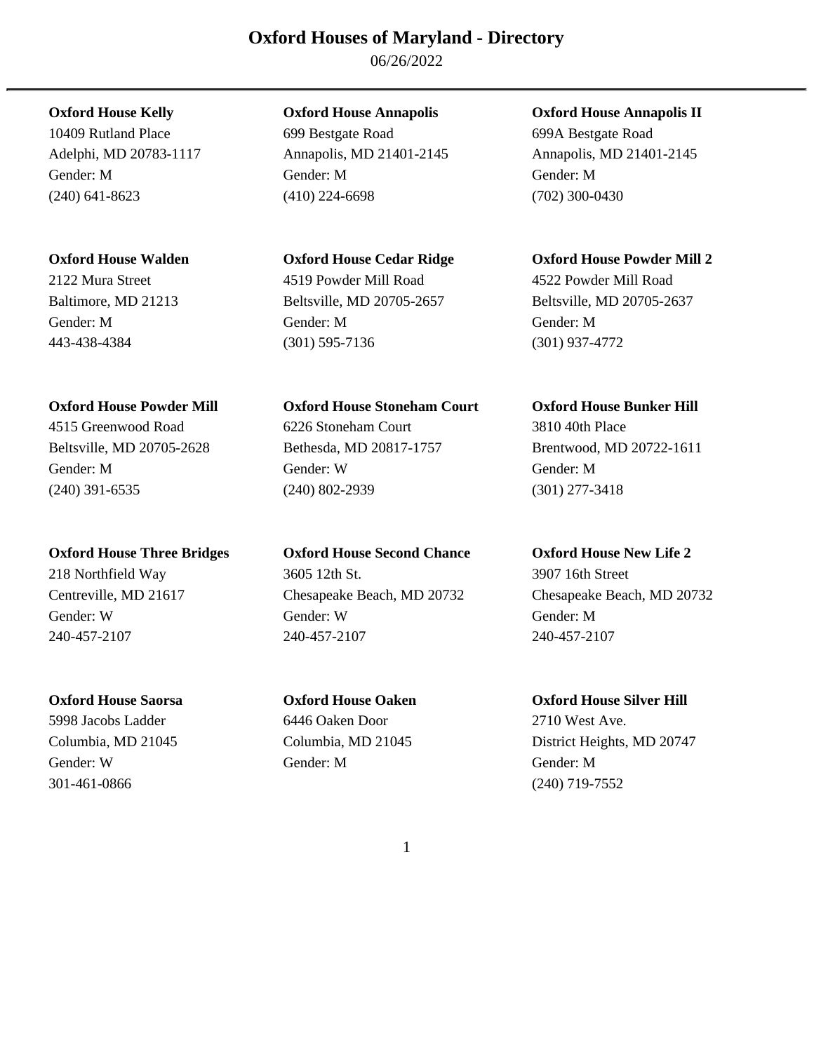# Oxford Houses of Maryland - Directory

06/26/2022

**Oxford House Kelly**
10409 Rutland Place
Adelphi, MD 20783-1117
Gender: M
(240) 641-8623

**Oxford House Annapolis**
699 Bestgate Road
Annapolis, MD 21401-2145
Gender: M
(410) 224-6698

**Oxford House Annapolis II**
699A Bestgate Road
Annapolis, MD 21401-2145
Gender: M
(702) 300-0430

**Oxford House Walden**
2122 Mura Street
Baltimore, MD 21213
Gender: M
443-438-4384

**Oxford House Cedar Ridge**
4519 Powder Mill Road
Beltsville, MD 20705-2657
Gender: M
(301) 595-7136

**Oxford House Powder Mill 2**
4522 Powder Mill Road
Beltsville, MD 20705-2637
Gender: M
(301) 937-4772

**Oxford House Powder Mill**
4515 Greenwood Road
Beltsville, MD 20705-2628
Gender: M
(240) 391-6535

**Oxford House Stoneham Court**
6226 Stoneham Court
Bethesda, MD 20817-1757
Gender: W
(240) 802-2939

**Oxford House Bunker Hill**
3810 40th Place
Brentwood, MD 20722-1611
Gender: M
(301) 277-3418

**Oxford House Three Bridges**
218 Northfield Way
Centreville, MD 21617
Gender: W
240-457-2107

**Oxford House Second Chance**
3605 12th St.
Chesapeake Beach, MD 20732
Gender: W
240-457-2107

**Oxford House New Life 2**
3907 16th Street
Chesapeake Beach, MD 20732
Gender: M
240-457-2107

**Oxford House Saorsa**
5998 Jacobs Ladder
Columbia, MD 21045
Gender: W
301-461-0866

**Oxford House Oaken**
6446 Oaken Door
Columbia, MD 21045
Gender: M

**Oxford House Silver Hill**
2710 West Ave.
District Heights, MD 20747
Gender: M
(240) 719-7552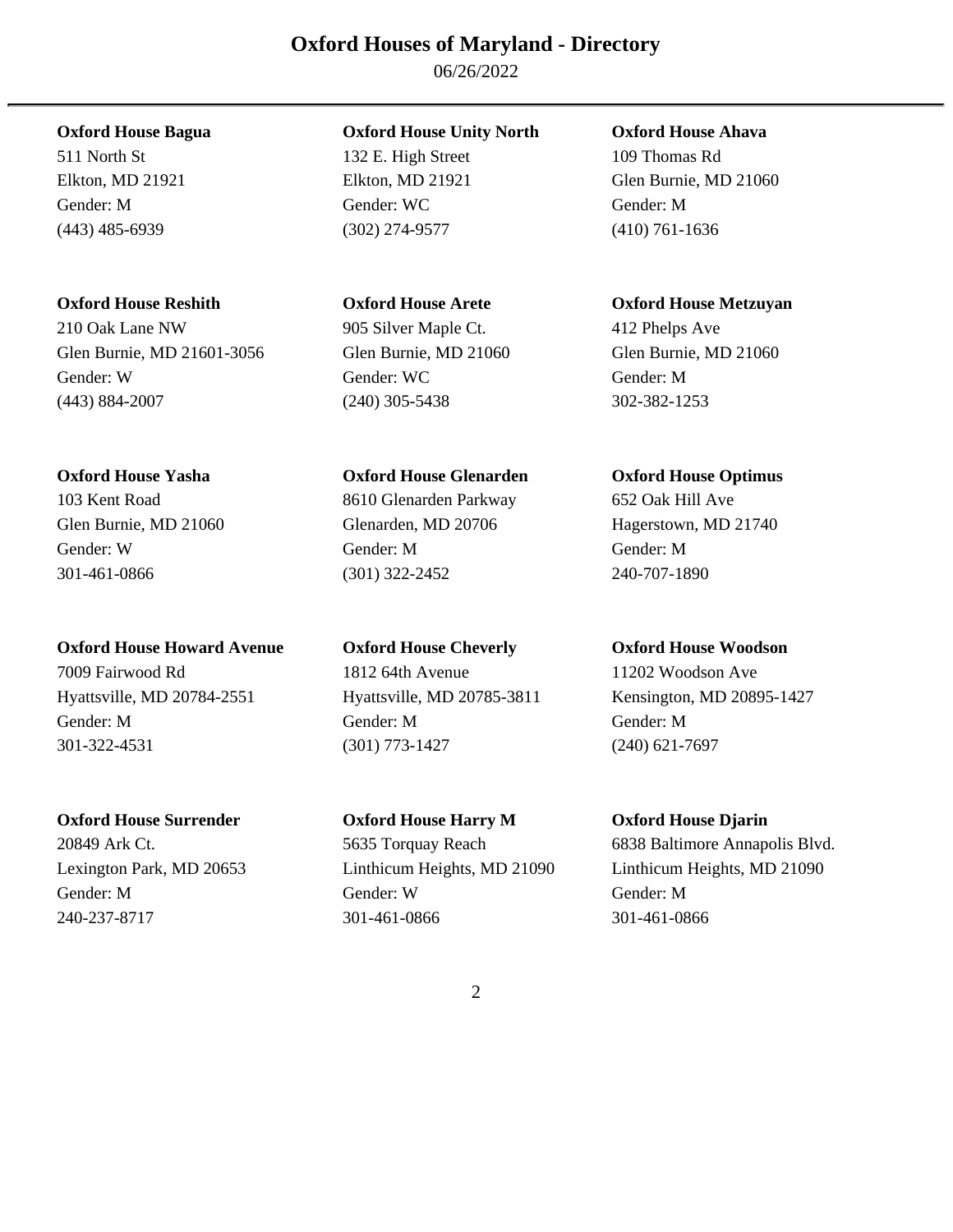# Oxford Houses of Maryland - Directory

06/26/2022

**Oxford House Bagua**
511 North St
Elkton, MD 21921
Gender: M
(443) 485-6939

**Oxford House Unity North**
132 E. High Street
Elkton, MD 21921
Gender: WC
(302) 274-9577

**Oxford House Ahava**
109 Thomas Rd
Glen Burnie, MD 21060
Gender: M
(410) 761-1636

**Oxford House Reshith**
210 Oak Lane NW
Glen Burnie, MD 21601-3056
Gender: W
(443) 884-2007

**Oxford House Arete**
905 Silver Maple Ct.
Glen Burnie, MD 21060
Gender: WC
(240) 305-5438

**Oxford House Metzuyan**
412 Phelps Ave
Glen Burnie, MD 21060
Gender: M
302-382-1253

**Oxford House Yasha**
103 Kent Road
Glen Burnie, MD 21060
Gender: W
301-461-0866

**Oxford House Glenarden**
8610 Glenarden Parkway
Glenarden, MD 20706
Gender: M
(301) 322-2452

**Oxford House Optimus**
652 Oak Hill Ave
Hagerstown, MD 21740
Gender: M
240-707-1890

**Oxford House Howard Avenue**
7009 Fairwood Rd
Hyattsville, MD 20784-2551
Gender: M
301-322-4531

**Oxford House Cheverly**
1812 64th Avenue
Hyattsville, MD 20785-3811
Gender: M
(301) 773-1427

**Oxford House Woodson**
11202 Woodson Ave
Kensington, MD 20895-1427
Gender: M
(240) 621-7697

**Oxford House Surrender**
20849 Ark Ct.
Lexington Park, MD 20653
Gender: M
240-237-8717

**Oxford House Harry M**
5635 Torquay Reach
Linthicum Heights, MD 21090
Gender: W
301-461-0866

**Oxford House Djarin**
6838 Baltimore Annapolis Blvd.
Linthicum Heights, MD 21090
Gender: M
301-461-0866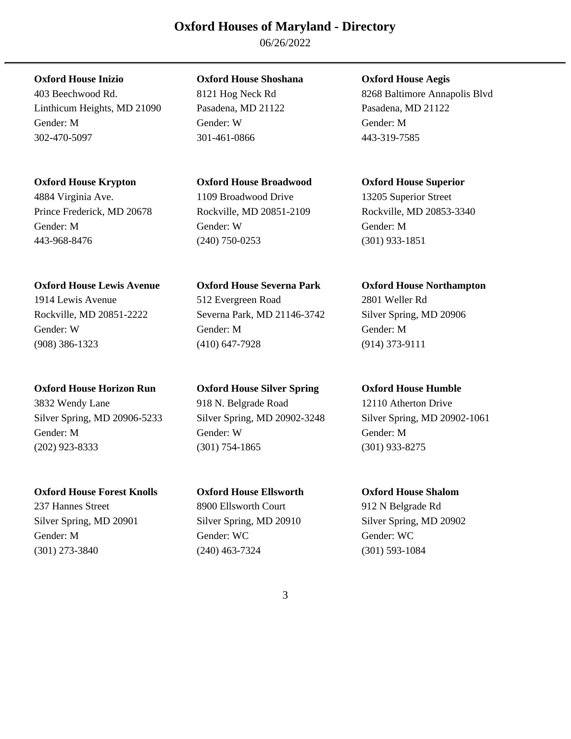# Oxford Houses of Maryland - Directory

06/26/2022

**Oxford House Inizio**
403 Beechwood Rd.
Linthicum Heights, MD 21090
Gender: M
302-470-5097

**Oxford House Shoshana**
8121 Hog Neck Rd
Pasadena, MD 21122
Gender: W
301-461-0866

**Oxford House Aegis**
8268 Baltimore Annapolis Blvd
Pasadena, MD 21122
Gender: M
443-319-7585

**Oxford House Krypton**
4884 Virginia Ave.
Prince Frederick, MD 20678
Gender: M
443-968-8476

**Oxford House Broadwood**
1109 Broadwood Drive
Rockville, MD 20851-2109
Gender: W
(240) 750-0253

**Oxford House Superior**
13205 Superior Street
Rockville, MD 20853-3340
Gender: M
(301) 933-1851

**Oxford House Lewis Avenue**
1914 Lewis Avenue
Rockville, MD 20851-2222
Gender: W
(908) 386-1323

**Oxford House Severna Park**
512 Evergreen Road
Severna Park, MD 21146-3742
Gender: M
(410) 647-7928

**Oxford House Northampton**
2801 Weller Rd
Silver Spring, MD 20906
Gender: M
(914) 373-9111

**Oxford House Horizon Run**
3832 Wendy Lane
Silver Spring, MD 20906-5233
Gender: M
(202) 923-8333

**Oxford House Silver Spring**
918 N. Belgrade Road
Silver Spring, MD 20902-3248
Gender: W
(301) 754-1865

**Oxford House Humble**
12110 Atherton Drive
Silver Spring, MD 20902-1061
Gender: M
(301) 933-8275

**Oxford House Forest Knolls**
237 Hannes Street
Silver Spring, MD 20901
Gender: M
(301) 273-3840

**Oxford House Ellsworth**
8900 Ellsworth Court
Silver Spring, MD 20910
Gender: WC
(240) 463-7324

**Oxford House Shalom**
912 N Belgrade Rd
Silver Spring, MD 20902
Gender: WC
(301) 593-1084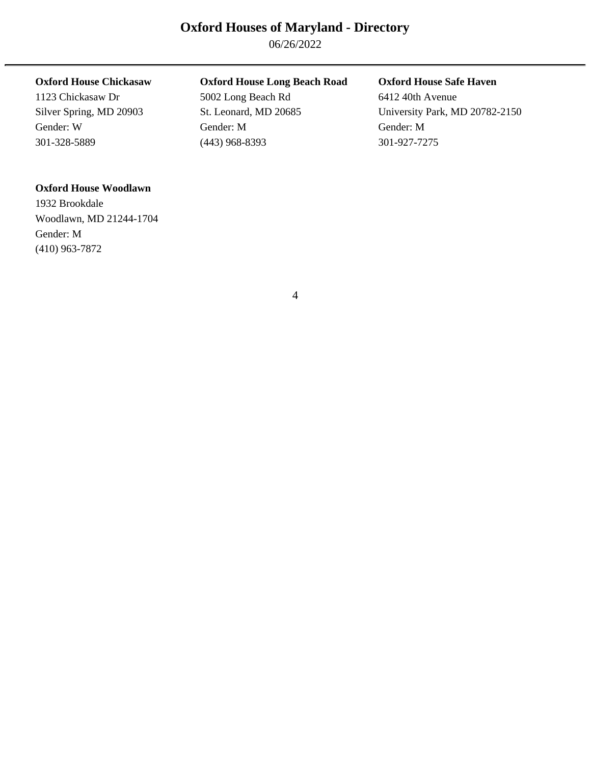# Oxford Houses of Maryland - Directory

06/26/2022

**Oxford House Chickasaw**
1123 Chickasaw Dr
Silver Spring, MD 20903
Gender: W
301-328-5889

**Oxford House Long Beach Road**
5002 Long Beach Rd
St. Leonard, MD 20685
Gender: M
(443) 968-8393

**Oxford House Safe Haven**
6412 40th Avenue
University Park, MD 20782-2150
Gender: M
301-927-7275

**Oxford House Woodlawn**
1932 Brookdale
Woodlawn, MD 21244-1704
Gender: M
(410) 963-7872